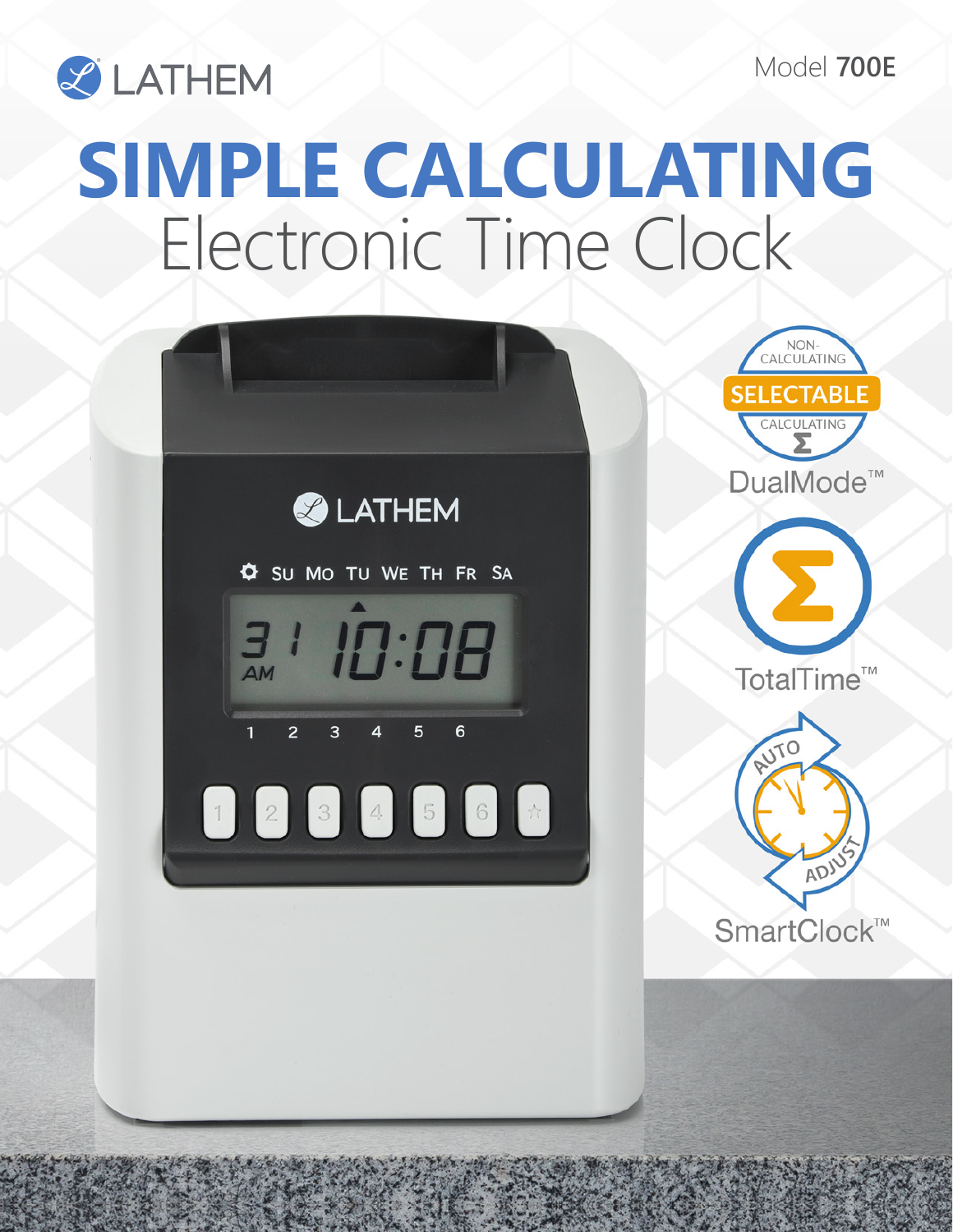LATHEM

Model **700E**

# SIMPLE CALCULATING
## Electronic Time Clock

NON-CALCULATING
**SELECTABLE**
CALCULATING

DualMode™

TotalTime™

AUTO ADJUST

SmartClock™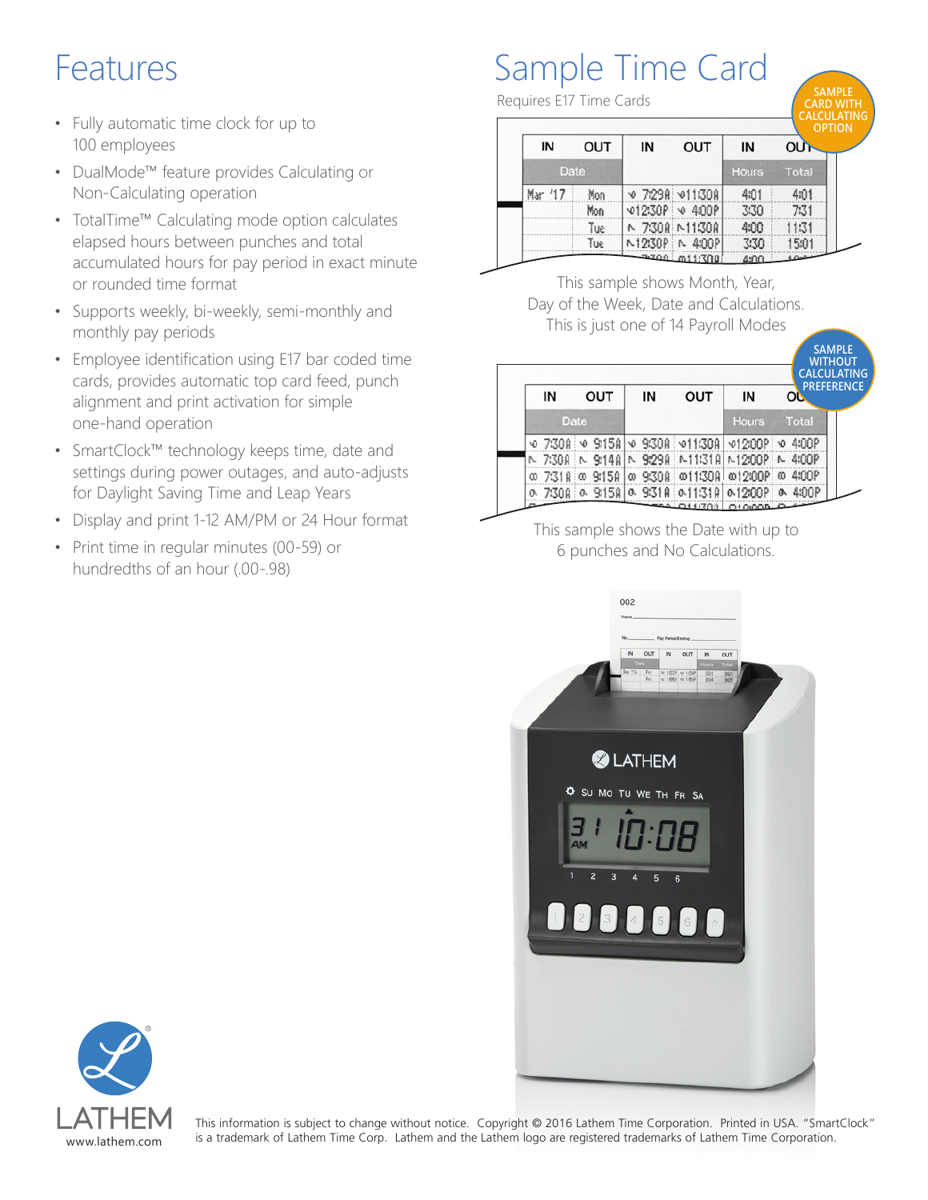# Features

- Fully automatic time clock for up to 100 employees
- DualMode™ feature provides Calculating or Non-Calculating operation
- TotalTime™ Calculating mode option calculates elapsed hours between punches and total accumulated hours for pay period in exact minute or rounded time format
- Supports weekly, bi-weekly, semi-monthly and monthly pay periods
- Employee identification using E17 bar coded time cards, provides automatic top card feed, punch alignment and print activation for simple one-hand operation
- SmartClock™ technology keeps time, date and settings during power outages, and auto-adjusts for Daylight Saving Time and Leap Years
- Display and print 1-12 AM/PM or 24 Hour format
- Print time in regular minutes (00-59) or hundredths of an hour (.00-.98)

# Sample Time Card

Requires E17 Time Cards

SAMPLE CARD WITH CALCULATING OPTION

| IN | OUT | IN | OUT | IN | OUT |
|---|---|---|---|---|---|
| Date | | | | Hours | Total |
| Mar '17 | Mon | 7:29A | 11:30A | 4:01 | 4:01 |
| | Mon | 12:30P | 4:00P | 3:30 | 7:31 |
| | Tue | 7:30A | 11:30A | 4:00 | 11:31 |
| | Tue | 12:30P | 4:00P | 3:30 | 15:01 |

This sample shows Month, Year, Day of the Week, Date and Calculations. This is just one of 14 Payroll Modes

SAMPLE WITHOUT CALCULATING PREFERENCE

| IN | OUT | IN | OUT | IN | OUT |
|---|---|---|---|---|---|
| Date | | | | Hours | Total |
| 7:30A | 9:15A | 9:30A | 11:30A | 12:00P | 4:00P |
| 7:30A | 9:14A | 9:29A | 11:31A | 12:00P | 4:00P |
| 7:31A | 9:15A | 9:30A | 11:30A | 12:00P | 4:00P |
| 7:30A | 9:15A | 9:31A | 11:31A | 12:00P | 4:00P |

This sample shows the Date with up to 6 punches and No Calculations.

LATHEM
www.lathem.com

This information is subject to change without notice. Copyright © 2016 Lathem Time Corporation. Printed in USA. "SmartClock" is a trademark of Lathem Time Corp. Lathem and the Lathem logo are registered trademarks of Lathem Time Corporation.